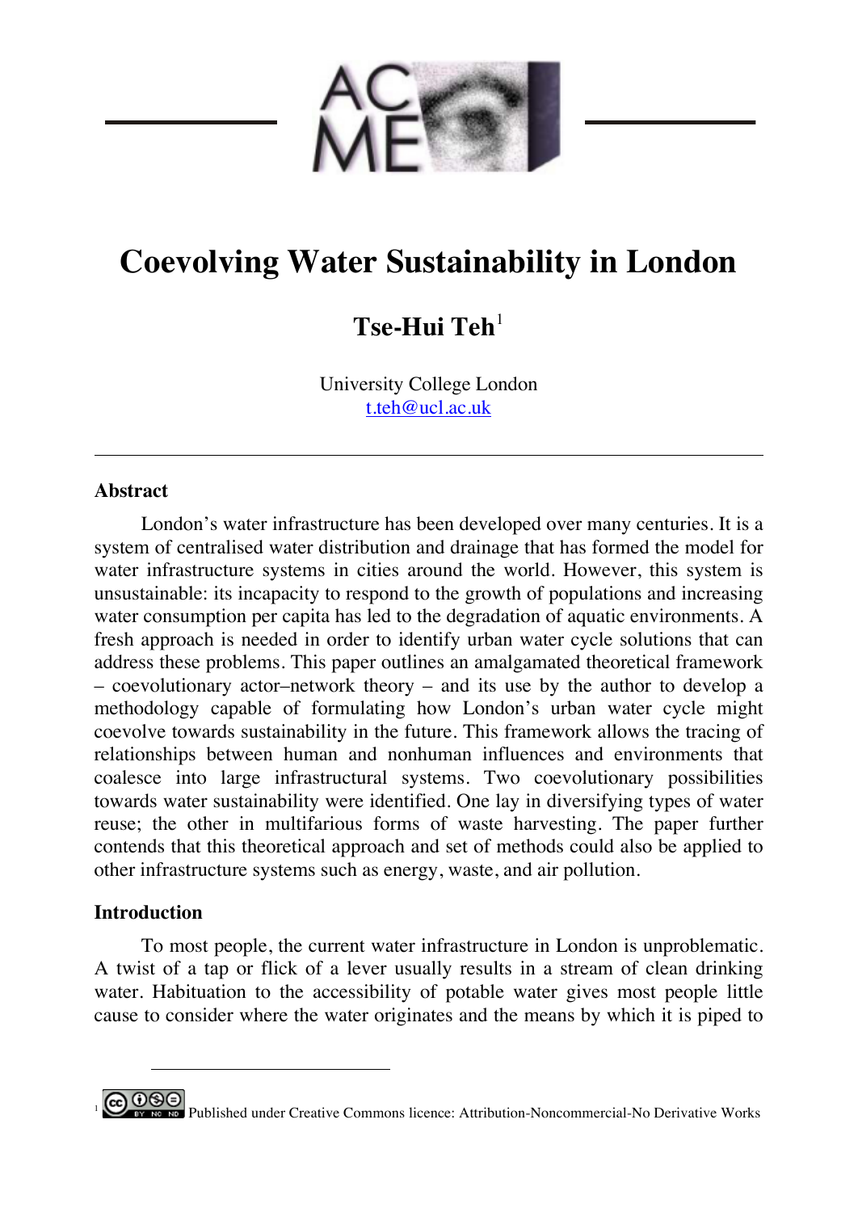# Coevolving Water Sustainability in London

**Tse-Hui Teh**[1]

University College London
t.teh@ucl.ac.uk

---

### Abstract

London's water infrastructure has been developed over many centuries. It is a system of centralised water distribution and drainage that has formed the model for water infrastructure systems in cities around the world. However, this system is unsustainable: its incapacity to respond to the growth of populations and increasing water consumption per capita has led to the degradation of aquatic environments. A fresh approach is needed in order to identify urban water cycle solutions that can address these problems. This paper outlines an amalgamated theoretical framework – coevolutionary actor–network theory – and its use by the author to develop a methodology capable of formulating how London's urban water cycle might coevolve towards sustainability in the future. This framework allows the tracing of relationships between human and nonhuman influences and environments that coalesce into large infrastructural systems. Two coevolutionary possibilities towards water sustainability were identified. One lay in diversifying types of water reuse; the other in multifarious forms of waste harvesting. The paper further contends that this theoretical approach and set of methods could also be applied to other infrastructure systems such as energy, waste, and air pollution.

### Introduction

To most people, the current water infrastructure in London is unproblematic. A twist of a tap or flick of a lever usually results in a stream of clean drinking water. Habituation to the accessibility of potable water gives most people little cause to consider where the water originates and the means by which it is piped to

---

[1] Published under Creative Commons licence: Attribution-Noncommercial-No Derivative Works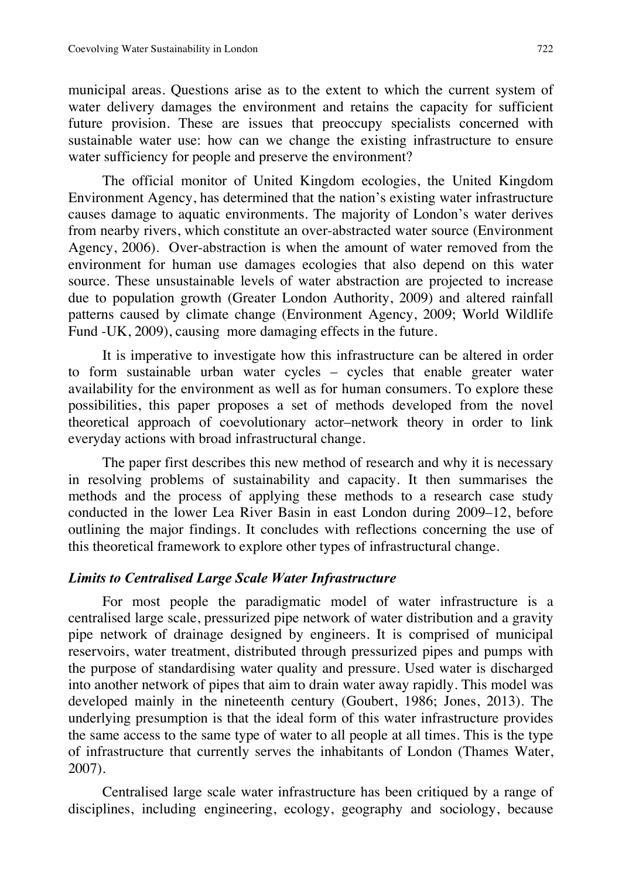municipal areas. Questions arise as to the extent to which the current system of water delivery damages the environment and retains the capacity for sufficient future provision. These are issues that preoccupy specialists concerned with sustainable water use: how can we change the existing infrastructure to ensure water sufficiency for people and preserve the environment?

The official monitor of United Kingdom ecologies, the United Kingdom Environment Agency, has determined that the nation's existing water infrastructure causes damage to aquatic environments. The majority of London's water derives from nearby rivers, which constitute an over-abstracted water source (Environment Agency, 2006). Over-abstraction is when the amount of water removed from the environment for human use damages ecologies that also depend on this water source. These unsustainable levels of water abstraction are projected to increase due to population growth (Greater London Authority, 2009) and altered rainfall patterns caused by climate change (Environment Agency, 2009; World Wildlife Fund -UK, 2009), causing more damaging effects in the future.

It is imperative to investigate how this infrastructure can be altered in order to form sustainable urban water cycles – cycles that enable greater water availability for the environment as well as for human consumers. To explore these possibilities, this paper proposes a set of methods developed from the novel theoretical approach of coevolutionary actor–network theory in order to link everyday actions with broad infrastructural change.

The paper first describes this new method of research and why it is necessary in resolving problems of sustainability and capacity. It then summarises the methods and the process of applying these methods to a research case study conducted in the lower Lea River Basin in east London during 2009–12, before outlining the major findings. It concludes with reflections concerning the use of this theoretical framework to explore other types of infrastructural change.

### *Limits to Centralised Large Scale Water Infrastructure*

For most people the paradigmatic model of water infrastructure is a centralised large scale, pressurized pipe network of water distribution and a gravity pipe network of drainage designed by engineers. It is comprised of municipal reservoirs, water treatment, distributed through pressurized pipes and pumps with the purpose of standardising water quality and pressure. Used water is discharged into another network of pipes that aim to drain water away rapidly. This model was developed mainly in the nineteenth century (Goubert, 1986; Jones, 2013). The underlying presumption is that the ideal form of this water infrastructure provides the same access to the same type of water to all people at all times. This is the type of infrastructure that currently serves the inhabitants of London (Thames Water, 2007).

Centralised large scale water infrastructure has been critiqued by a range of disciplines, including engineering, ecology, geography and sociology, because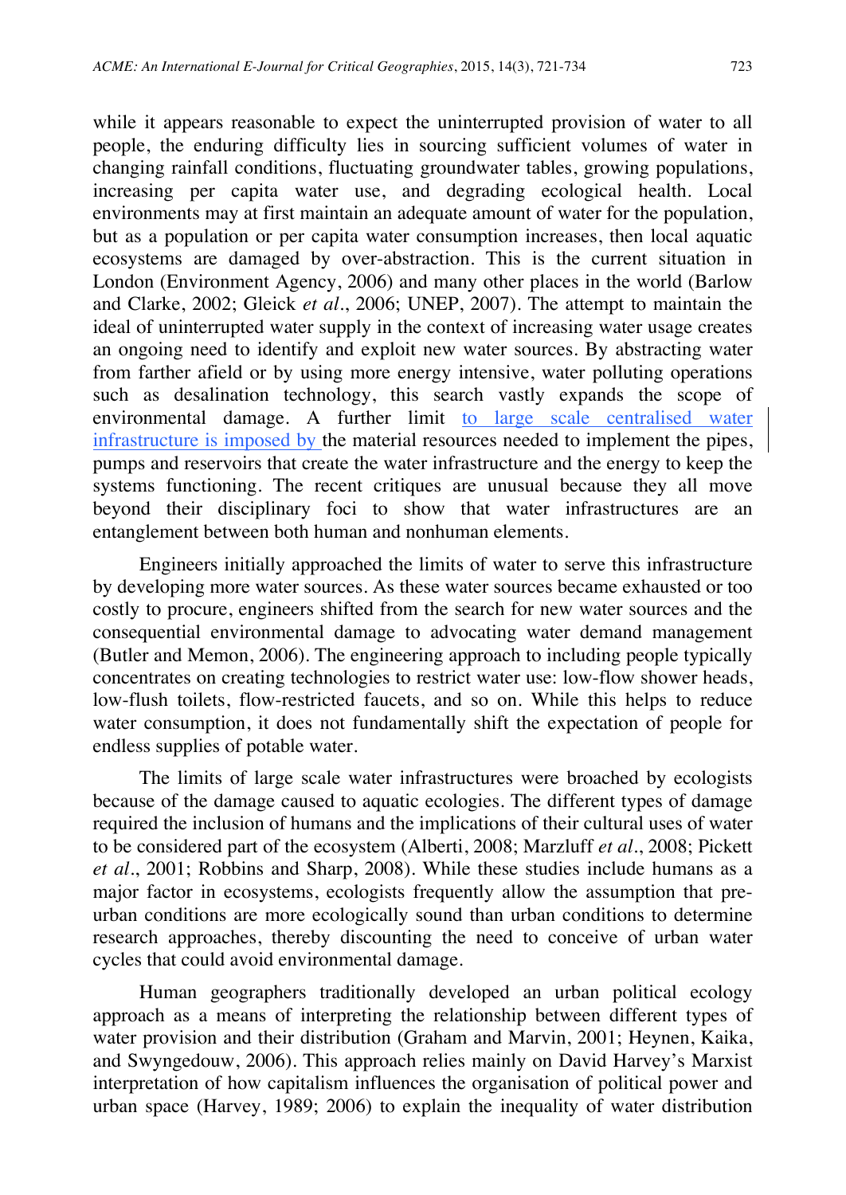while it appears reasonable to expect the uninterrupted provision of water to all people, the enduring difficulty lies in sourcing sufficient volumes of water in changing rainfall conditions, fluctuating groundwater tables, growing populations, increasing per capita water use, and degrading ecological health. Local environments may at first maintain an adequate amount of water for the population, but as a population or per capita water consumption increases, then local aquatic ecosystems are damaged by over-abstraction. This is the current situation in London (Environment Agency, 2006) and many other places in the world (Barlow and Clarke, 2002; Gleick *et al*., 2006; UNEP, 2007). The attempt to maintain the ideal of uninterrupted water supply in the context of increasing water usage creates an ongoing need to identify and exploit new water sources. By abstracting water from farther afield or by using more energy intensive, water polluting operations such as desalination technology, this search vastly expands the scope of environmental damage. A further limit to large scale centralised water infrastructure is imposed by the material resources needed to implement the pipes, pumps and reservoirs that create the water infrastructure and the energy to keep the systems functioning. The recent critiques are unusual because they all move beyond their disciplinary foci to show that water infrastructures are an entanglement between both human and nonhuman elements.

Engineers initially approached the limits of water to serve this infrastructure by developing more water sources. As these water sources became exhausted or too costly to procure, engineers shifted from the search for new water sources and the consequential environmental damage to advocating water demand management (Butler and Memon, 2006). The engineering approach to including people typically concentrates on creating technologies to restrict water use: low-flow shower heads, low-flush toilets, flow-restricted faucets, and so on. While this helps to reduce water consumption, it does not fundamentally shift the expectation of people for endless supplies of potable water.

The limits of large scale water infrastructures were broached by ecologists because of the damage caused to aquatic ecologies. The different types of damage required the inclusion of humans and the implications of their cultural uses of water to be considered part of the ecosystem (Alberti, 2008; Marzluff *et al*., 2008; Pickett *et al*., 2001; Robbins and Sharp, 2008). While these studies include humans as a major factor in ecosystems, ecologists frequently allow the assumption that pre-urban conditions are more ecologically sound than urban conditions to determine research approaches, thereby discounting the need to conceive of urban water cycles that could avoid environmental damage.

Human geographers traditionally developed an urban political ecology approach as a means of interpreting the relationship between different types of water provision and their distribution (Graham and Marvin, 2001; Heynen, Kaika, and Swyngedouw, 2006). This approach relies mainly on David Harvey's Marxist interpretation of how capitalism influences the organisation of political power and urban space (Harvey, 1989; 2006) to explain the inequality of water distribution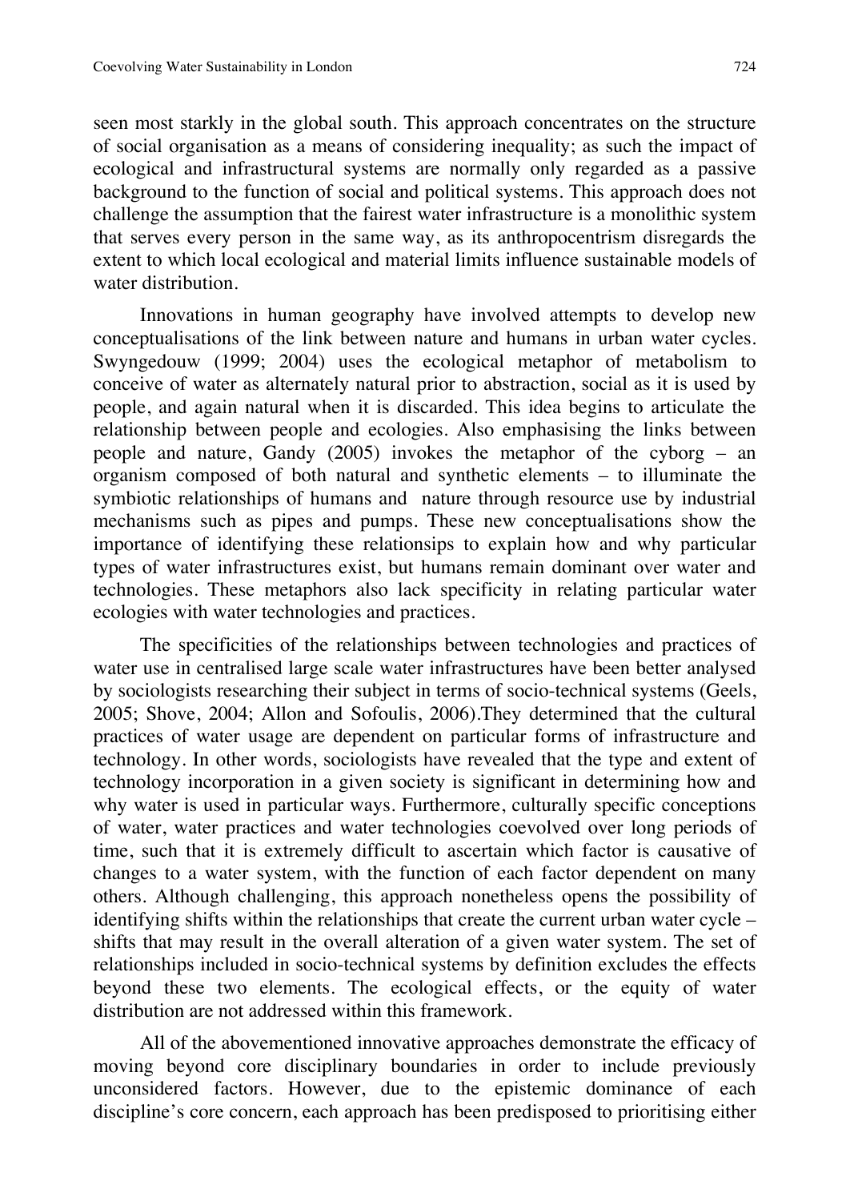seen most starkly in the global south. This approach concentrates on the structure of social organisation as a means of considering inequality; as such the impact of ecological and infrastructural systems are normally only regarded as a passive background to the function of social and political systems. This approach does not challenge the assumption that the fairest water infrastructure is a monolithic system that serves every person in the same way, as its anthropocentrism disregards the extent to which local ecological and material limits influence sustainable models of water distribution.

Innovations in human geography have involved attempts to develop new conceptualisations of the link between nature and humans in urban water cycles. Swyngedouw (1999; 2004) uses the ecological metaphor of metabolism to conceive of water as alternately natural prior to abstraction, social as it is used by people, and again natural when it is discarded. This idea begins to articulate the relationship between people and ecologies. Also emphasising the links between people and nature, Gandy (2005) invokes the metaphor of the cyborg – an organism composed of both natural and synthetic elements – to illuminate the symbiotic relationships of humans and nature through resource use by industrial mechanisms such as pipes and pumps. These new conceptualisations show the importance of identifying these relationsips to explain how and why particular types of water infrastructures exist, but humans remain dominant over water and technologies. These metaphors also lack specificity in relating particular water ecologies with water technologies and practices.

The specificities of the relationships between technologies and practices of water use in centralised large scale water infrastructures have been better analysed by sociologists researching their subject in terms of socio-technical systems (Geels, 2005; Shove, 2004; Allon and Sofoulis, 2006).They determined that the cultural practices of water usage are dependent on particular forms of infrastructure and technology. In other words, sociologists have revealed that the type and extent of technology incorporation in a given society is significant in determining how and why water is used in particular ways. Furthermore, culturally specific conceptions of water, water practices and water technologies coevolved over long periods of time, such that it is extremely difficult to ascertain which factor is causative of changes to a water system, with the function of each factor dependent on many others. Although challenging, this approach nonetheless opens the possibility of identifying shifts within the relationships that create the current urban water cycle – shifts that may result in the overall alteration of a given water system. The set of relationships included in socio-technical systems by definition excludes the effects beyond these two elements. The ecological effects, or the equity of water distribution are not addressed within this framework.

All of the abovementioned innovative approaches demonstrate the efficacy of moving beyond core disciplinary boundaries in order to include previously unconsidered factors. However, due to the epistemic dominance of each discipline's core concern, each approach has been predisposed to prioritising either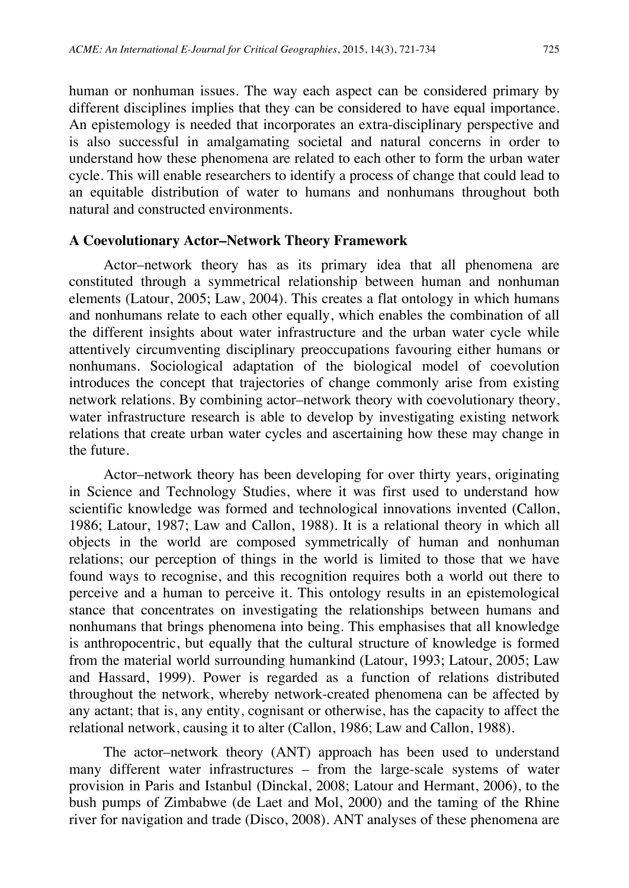human or nonhuman issues. The way each aspect can be considered primary by different disciplines implies that they can be considered to have equal importance. An epistemology is needed that incorporates an extra-disciplinary perspective and is also successful in amalgamating societal and natural concerns in order to understand how these phenomena are related to each other to form the urban water cycle. This will enable researchers to identify a process of change that could lead to an equitable distribution of water to humans and nonhumans throughout both natural and constructed environments.

## A Coevolutionary Actor–Network Theory Framework

Actor–network theory has as its primary idea that all phenomena are constituted through a symmetrical relationship between human and nonhuman elements (Latour, 2005; Law, 2004). This creates a flat ontology in which humans and nonhumans relate to each other equally, which enables the combination of all the different insights about water infrastructure and the urban water cycle while attentively circumventing disciplinary preoccupations favouring either humans or nonhumans. Sociological adaptation of the biological model of coevolution introduces the concept that trajectories of change commonly arise from existing network relations. By combining actor–network theory with coevolutionary theory, water infrastructure research is able to develop by investigating existing network relations that create urban water cycles and ascertaining how these may change in the future.

Actor–network theory has been developing for over thirty years, originating in Science and Technology Studies, where it was first used to understand how scientific knowledge was formed and technological innovations invented (Callon, 1986; Latour, 1987; Law and Callon, 1988). It is a relational theory in which all objects in the world are composed symmetrically of human and nonhuman relations; our perception of things in the world is limited to those that we have found ways to recognise, and this recognition requires both a world out there to perceive and a human to perceive it. This ontology results in an epistemological stance that concentrates on investigating the relationships between humans and nonhumans that brings phenomena into being. This emphasises that all knowledge is anthropocentric, but equally that the cultural structure of knowledge is formed from the material world surrounding humankind (Latour, 1993; Latour, 2005; Law and Hassard, 1999). Power is regarded as a function of relations distributed throughout the network, whereby network-created phenomena can be affected by any actant; that is, any entity, cognisant or otherwise, has the capacity to affect the relational network, causing it to alter (Callon, 1986; Law and Callon, 1988).

The actor–network theory (ANT) approach has been used to understand many different water infrastructures – from the large-scale systems of water provision in Paris and Istanbul (Dinckal, 2008; Latour and Hermant, 2006), to the bush pumps of Zimbabwe (de Laet and Mol, 2000) and the taming of the Rhine river for navigation and trade (Disco, 2008). ANT analyses of these phenomena are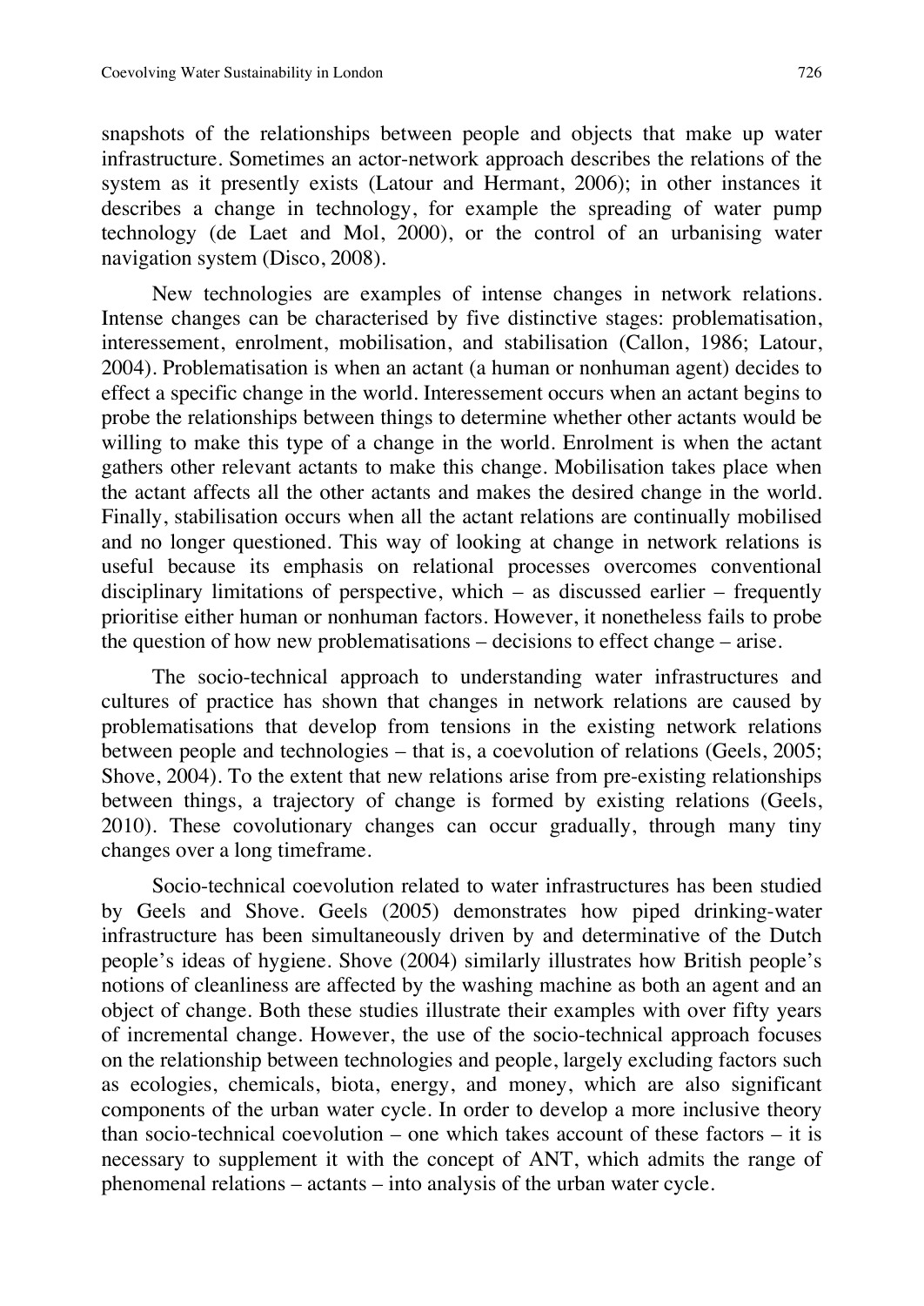snapshots of the relationships between people and objects that make up water infrastructure. Sometimes an actor-network approach describes the relations of the system as it presently exists (Latour and Hermant, 2006); in other instances it describes a change in technology, for example the spreading of water pump technology (de Laet and Mol, 2000), or the control of an urbanising water navigation system (Disco, 2008).

New technologies are examples of intense changes in network relations. Intense changes can be characterised by five distinctive stages: problematisation, interessement, enrolment, mobilisation, and stabilisation (Callon, 1986; Latour, 2004). Problematisation is when an actant (a human or nonhuman agent) decides to effect a specific change in the world. Interessement occurs when an actant begins to probe the relationships between things to determine whether other actants would be willing to make this type of a change in the world. Enrolment is when the actant gathers other relevant actants to make this change. Mobilisation takes place when the actant affects all the other actants and makes the desired change in the world. Finally, stabilisation occurs when all the actant relations are continually mobilised and no longer questioned. This way of looking at change in network relations is useful because its emphasis on relational processes overcomes conventional disciplinary limitations of perspective, which – as discussed earlier – frequently prioritise either human or nonhuman factors. However, it nonetheless fails to probe the question of how new problematisations – decisions to effect change – arise.

The socio-technical approach to understanding water infrastructures and cultures of practice has shown that changes in network relations are caused by problematisations that develop from tensions in the existing network relations between people and technologies – that is, a coevolution of relations (Geels, 2005; Shove, 2004). To the extent that new relations arise from pre-existing relationships between things, a trajectory of change is formed by existing relations (Geels, 2010). These covolutionary changes can occur gradually, through many tiny changes over a long timeframe.

Socio-technical coevolution related to water infrastructures has been studied by Geels and Shove. Geels (2005) demonstrates how piped drinking-water infrastructure has been simultaneously driven by and determinative of the Dutch people's ideas of hygiene. Shove (2004) similarly illustrates how British people's notions of cleanliness are affected by the washing machine as both an agent and an object of change. Both these studies illustrate their examples with over fifty years of incremental change. However, the use of the socio-technical approach focuses on the relationship between technologies and people, largely excluding factors such as ecologies, chemicals, biota, energy, and money, which are also significant components of the urban water cycle. In order to develop a more inclusive theory than socio-technical coevolution – one which takes account of these factors – it is necessary to supplement it with the concept of ANT, which admits the range of phenomenal relations – actants – into analysis of the urban water cycle.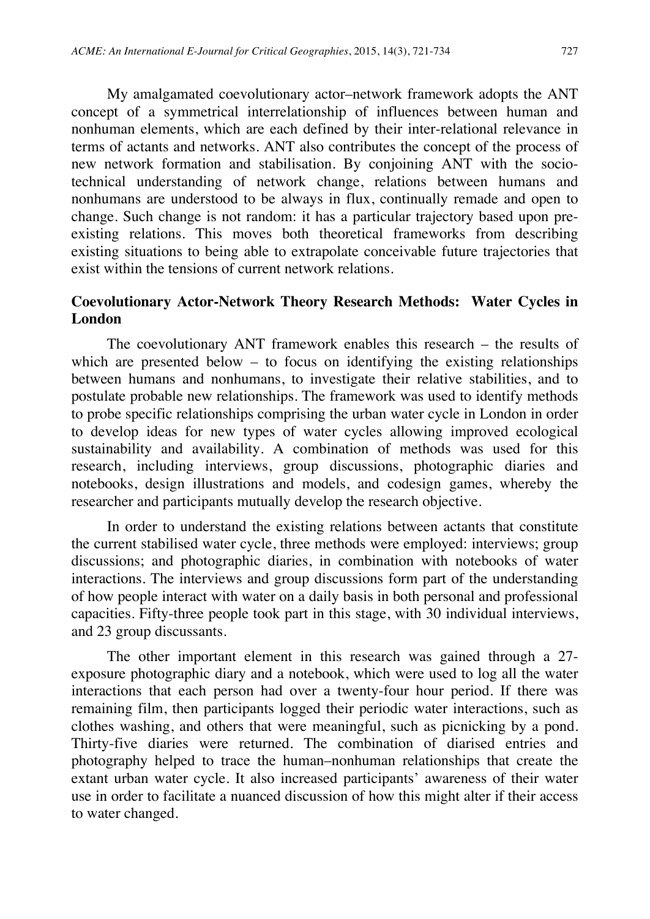My amalgamated coevolutionary actor–network framework adopts the ANT concept of a symmetrical interrelationship of influences between human and nonhuman elements, which are each defined by their inter-relational relevance in terms of actants and networks. ANT also contributes the concept of the process of new network formation and stabilisation. By conjoining ANT with the socio-technical understanding of network change, relations between humans and nonhumans are understood to be always in flux, continually remade and open to change. Such change is not random: it has a particular trajectory based upon pre-existing relations. This moves both theoretical frameworks from describing existing situations to being able to extrapolate conceivable future trajectories that exist within the tensions of current network relations.

## Coevolutionary Actor-Network Theory Research Methods: Water Cycles in London

The coevolutionary ANT framework enables this research – the results of which are presented below – to focus on identifying the existing relationships between humans and nonhumans, to investigate their relative stabilities, and to postulate probable new relationships. The framework was used to identify methods to probe specific relationships comprising the urban water cycle in London in order to develop ideas for new types of water cycles allowing improved ecological sustainability and availability. A combination of methods was used for this research, including interviews, group discussions, photographic diaries and notebooks, design illustrations and models, and codesign games, whereby the researcher and participants mutually develop the research objective.

In order to understand the existing relations between actants that constitute the current stabilised water cycle, three methods were employed: interviews; group discussions; and photographic diaries, in combination with notebooks of water interactions. The interviews and group discussions form part of the understanding of how people interact with water on a daily basis in both personal and professional capacities. Fifty-three people took part in this stage, with 30 individual interviews, and 23 group discussants.

The other important element in this research was gained through a 27-exposure photographic diary and a notebook, which were used to log all the water interactions that each person had over a twenty-four hour period. If there was remaining film, then participants logged their periodic water interactions, such as clothes washing, and others that were meaningful, such as picnicking by a pond. Thirty-five diaries were returned. The combination of diarised entries and photography helped to trace the human–nonhuman relationships that create the extant urban water cycle. It also increased participants' awareness of their water use in order to facilitate a nuanced discussion of how this might alter if their access to water changed.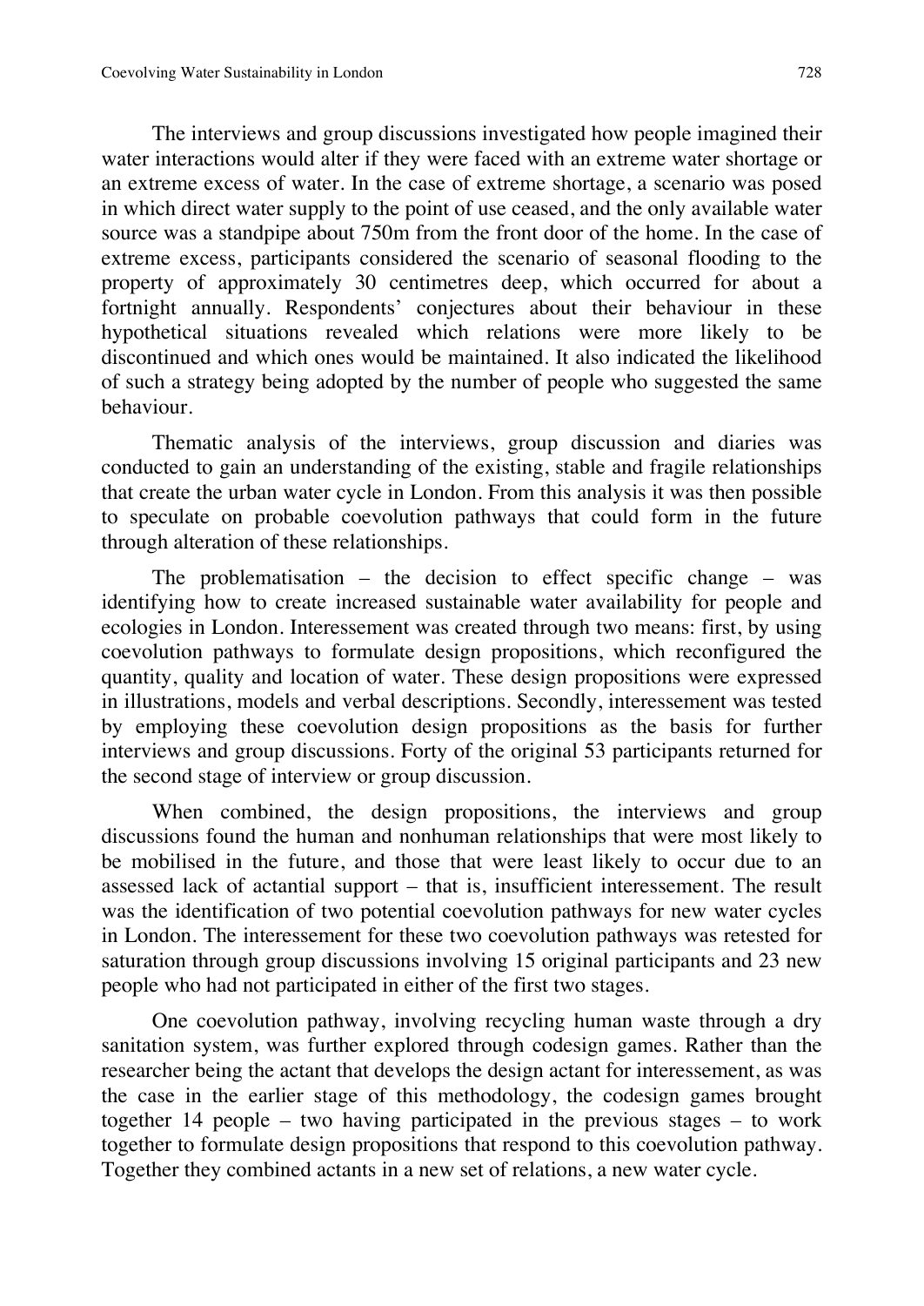The interviews and group discussions investigated how people imagined their water interactions would alter if they were faced with an extreme water shortage or an extreme excess of water. In the case of extreme shortage, a scenario was posed in which direct water supply to the point of use ceased, and the only available water source was a standpipe about 750m from the front door of the home. In the case of extreme excess, participants considered the scenario of seasonal flooding to the property of approximately 30 centimetres deep, which occurred for about a fortnight annually. Respondents' conjectures about their behaviour in these hypothetical situations revealed which relations were more likely to be discontinued and which ones would be maintained. It also indicated the likelihood of such a strategy being adopted by the number of people who suggested the same behaviour.

Thematic analysis of the interviews, group discussion and diaries was conducted to gain an understanding of the existing, stable and fragile relationships that create the urban water cycle in London. From this analysis it was then possible to speculate on probable coevolution pathways that could form in the future through alteration of these relationships.

The problematisation – the decision to effect specific change – was identifying how to create increased sustainable water availability for people and ecologies in London. Interessement was created through two means: first, by using coevolution pathways to formulate design propositions, which reconfigured the quantity, quality and location of water. These design propositions were expressed in illustrations, models and verbal descriptions. Secondly, interessement was tested by employing these coevolution design propositions as the basis for further interviews and group discussions. Forty of the original 53 participants returned for the second stage of interview or group discussion.

When combined, the design propositions, the interviews and group discussions found the human and nonhuman relationships that were most likely to be mobilised in the future, and those that were least likely to occur due to an assessed lack of actantial support – that is, insufficient interessement. The result was the identification of two potential coevolution pathways for new water cycles in London. The interessement for these two coevolution pathways was retested for saturation through group discussions involving 15 original participants and 23 new people who had not participated in either of the first two stages.

One coevolution pathway, involving recycling human waste through a dry sanitation system, was further explored through codesign games. Rather than the researcher being the actant that develops the design actant for interessement, as was the case in the earlier stage of this methodology, the codesign games brought together 14 people – two having participated in the previous stages – to work together to formulate design propositions that respond to this coevolution pathway. Together they combined actants in a new set of relations, a new water cycle.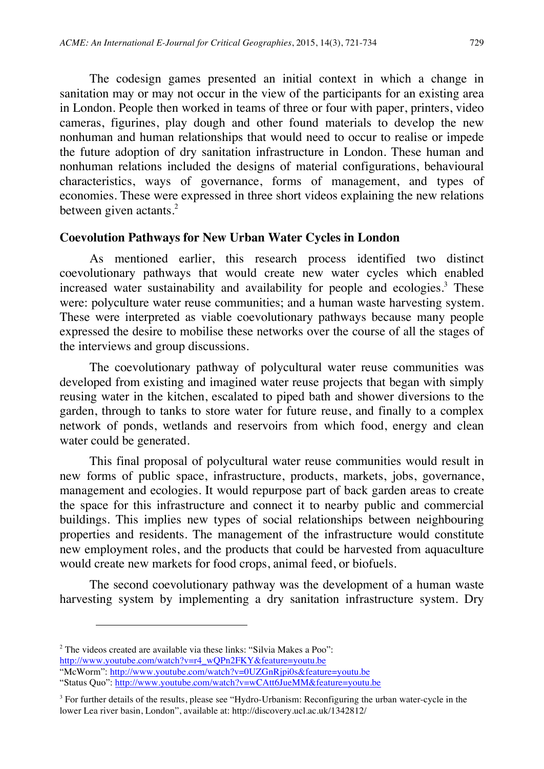The codesign games presented an initial context in which a change in sanitation may or may not occur in the view of the participants for an existing area in London. People then worked in teams of three or four with paper, printers, video cameras, figurines, play dough and other found materials to develop the new nonhuman and human relationships that would need to occur to realise or impede the future adoption of dry sanitation infrastructure in London. These human and nonhuman relations included the designs of material configurations, behavioural characteristics, ways of governance, forms of management, and types of economies. These were expressed in three short videos explaining the new relations between given actants.[2]

### Coevolution Pathways for New Urban Water Cycles in London

As mentioned earlier, this research process identified two distinct coevolutionary pathways that would create new water cycles which enabled increased water sustainability and availability for people and ecologies.[3] These were: polyculture water reuse communities; and a human waste harvesting system. These were interpreted as viable coevolutionary pathways because many people expressed the desire to mobilise these networks over the course of all the stages of the interviews and group discussions.

The coevolutionary pathway of polycultural water reuse communities was developed from existing and imagined water reuse projects that began with simply reusing water in the kitchen, escalated to piped bath and shower diversions to the garden, through to tanks to store water for future reuse, and finally to a complex network of ponds, wetlands and reservoirs from which food, energy and clean water could be generated.

This final proposal of polycultural water reuse communities would result in new forms of public space, infrastructure, products, markets, jobs, governance, management and ecologies. It would repurpose part of back garden areas to create the space for this infrastructure and connect it to nearby public and commercial buildings. This implies new types of social relationships between neighbouring properties and residents. The management of the infrastructure would constitute new employment roles, and the products that could be harvested from aquaculture would create new markets for food crops, animal feed, or biofuels.

The second coevolutionary pathway was the development of a human waste harvesting system by implementing a dry sanitation infrastructure system. Dry

---

[2] The videos created are available via these links: "Silvia Makes a Poo": http://www.youtube.com/watch?v=r4_wQPn2FKY&feature=youtu.be
"McWorm": http://www.youtube.com/watch?v=0UZGnRjpi0s&feature=youtu.be
"Status Quo": http://www.youtube.com/watch?v=wCAtt6JueMM&feature=youtu.be

[3] For further details of the results, please see "Hydro-Urbanism: Reconfiguring the urban water-cycle in the lower Lea river basin, London", available at: http://discovery.ucl.ac.uk/1342812/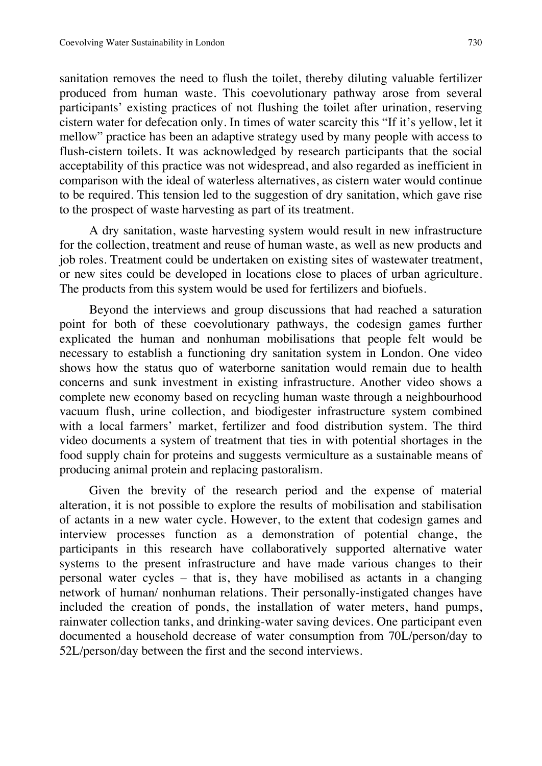sanitation removes the need to flush the toilet, thereby diluting valuable fertilizer produced from human waste. This coevolutionary pathway arose from several participants' existing practices of not flushing the toilet after urination, reserving cistern water for defecation only. In times of water scarcity this "If it's yellow, let it mellow" practice has been an adaptive strategy used by many people with access to flush-cistern toilets. It was acknowledged by research participants that the social acceptability of this practice was not widespread, and also regarded as inefficient in comparison with the ideal of waterless alternatives, as cistern water would continue to be required. This tension led to the suggestion of dry sanitation, which gave rise to the prospect of waste harvesting as part of its treatment.

A dry sanitation, waste harvesting system would result in new infrastructure for the collection, treatment and reuse of human waste, as well as new products and job roles. Treatment could be undertaken on existing sites of wastewater treatment, or new sites could be developed in locations close to places of urban agriculture. The products from this system would be used for fertilizers and biofuels.

Beyond the interviews and group discussions that had reached a saturation point for both of these coevolutionary pathways, the codesign games further explicated the human and nonhuman mobilisations that people felt would be necessary to establish a functioning dry sanitation system in London. One video shows how the status quo of waterborne sanitation would remain due to health concerns and sunk investment in existing infrastructure. Another video shows a complete new economy based on recycling human waste through a neighbourhood vacuum flush, urine collection, and biodigester infrastructure system combined with a local farmers' market, fertilizer and food distribution system. The third video documents a system of treatment that ties in with potential shortages in the food supply chain for proteins and suggests vermiculture as a sustainable means of producing animal protein and replacing pastoralism.

Given the brevity of the research period and the expense of material alteration, it is not possible to explore the results of mobilisation and stabilisation of actants in a new water cycle. However, to the extent that codesign games and interview processes function as a demonstration of potential change, the participants in this research have collaboratively supported alternative water systems to the present infrastructure and have made various changes to their personal water cycles – that is, they have mobilised as actants in a changing network of human/ nonhuman relations. Their personally-instigated changes have included the creation of ponds, the installation of water meters, hand pumps, rainwater collection tanks, and drinking-water saving devices. One participant even documented a household decrease of water consumption from 70L/person/day to 52L/person/day between the first and the second interviews.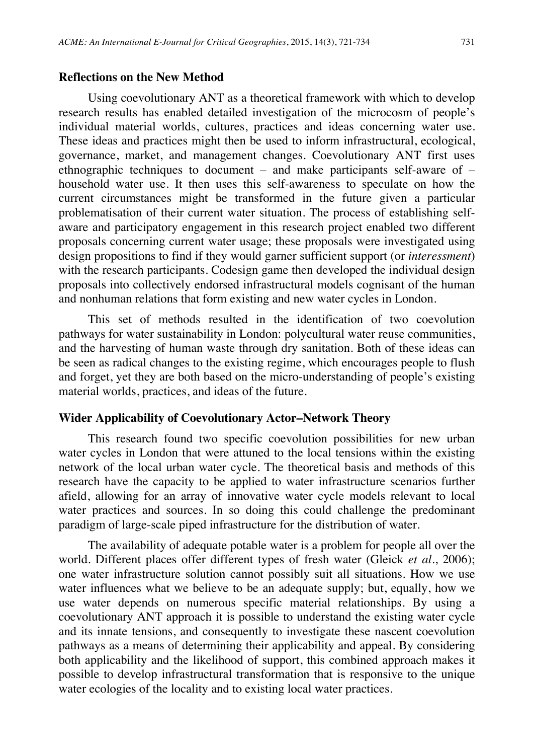## Reflections on the New Method

Using coevolutionary ANT as a theoretical framework with which to develop research results has enabled detailed investigation of the microcosm of people's individual material worlds, cultures, practices and ideas concerning water use. These ideas and practices might then be used to inform infrastructural, ecological, governance, market, and management changes. Coevolutionary ANT first uses ethnographic techniques to document – and make participants self-aware of – household water use. It then uses this self-awareness to speculate on how the current circumstances might be transformed in the future given a particular problematisation of their current water situation. The process of establishing self-aware and participatory engagement in this research project enabled two different proposals concerning current water usage; these proposals were investigated using design propositions to find if they would garner sufficient support (or *interessment*) with the research participants. Codesign game then developed the individual design proposals into collectively endorsed infrastructural models cognisant of the human and nonhuman relations that form existing and new water cycles in London.

This set of methods resulted in the identification of two coevolution pathways for water sustainability in London: polycultural water reuse communities, and the harvesting of human waste through dry sanitation. Both of these ideas can be seen as radical changes to the existing regime, which encourages people to flush and forget, yet they are both based on the micro-understanding of people's existing material worlds, practices, and ideas of the future.

## Wider Applicability of Coevolutionary Actor–Network Theory

This research found two specific coevolution possibilities for new urban water cycles in London that were attuned to the local tensions within the existing network of the local urban water cycle. The theoretical basis and methods of this research have the capacity to be applied to water infrastructure scenarios further afield, allowing for an array of innovative water cycle models relevant to local water practices and sources. In so doing this could challenge the predominant paradigm of large-scale piped infrastructure for the distribution of water.

The availability of adequate potable water is a problem for people all over the world. Different places offer different types of fresh water (Gleick *et al*., 2006); one water infrastructure solution cannot possibly suit all situations. How we use water influences what we believe to be an adequate supply; but, equally, how we use water depends on numerous specific material relationships. By using a coevolutionary ANT approach it is possible to understand the existing water cycle and its innate tensions, and consequently to investigate these nascent coevolution pathways as a means of determining their applicability and appeal. By considering both applicability and the likelihood of support, this combined approach makes it possible to develop infrastructural transformation that is responsive to the unique water ecologies of the locality and to existing local water practices.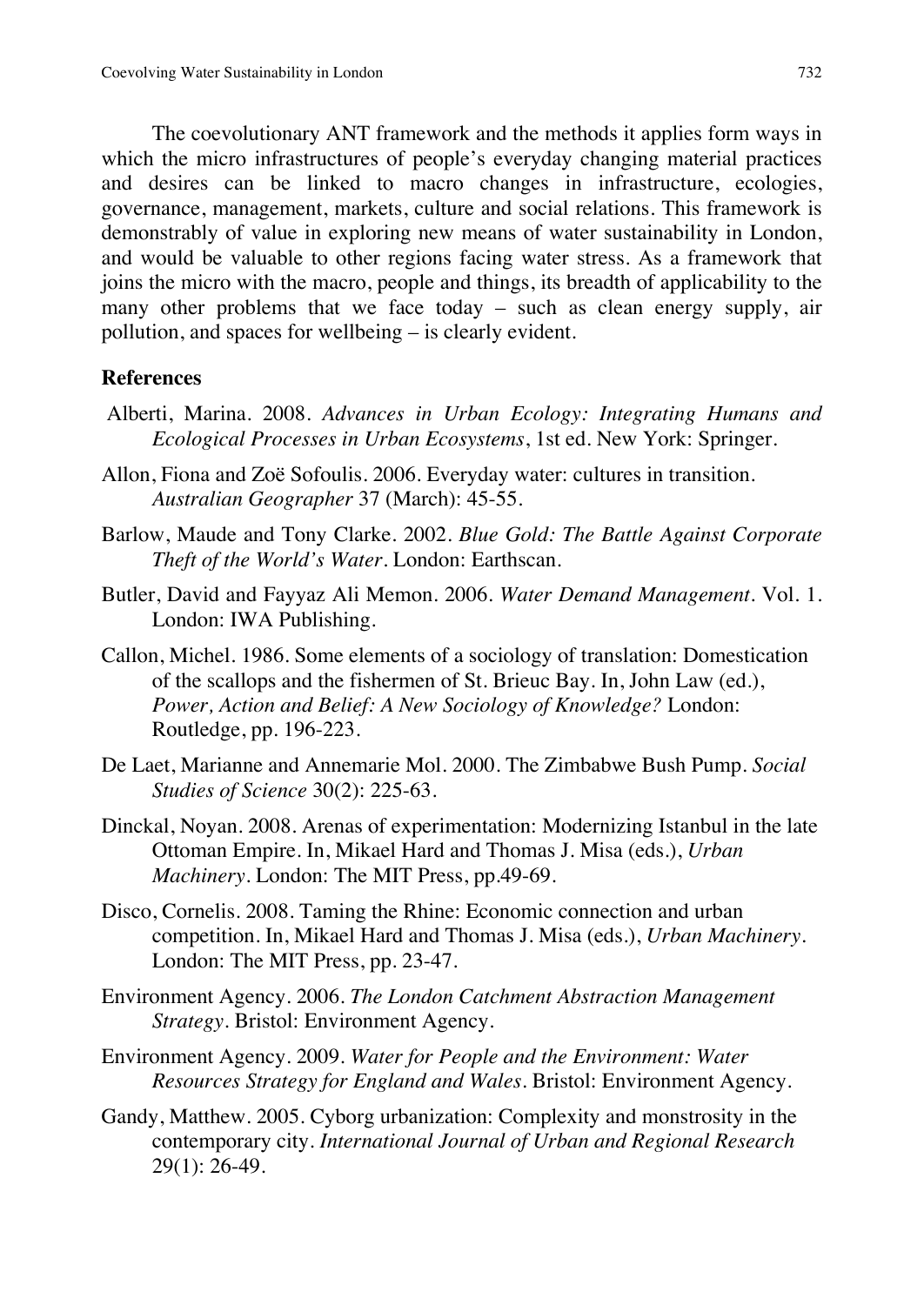The coevolutionary ANT framework and the methods it applies form ways in which the micro infrastructures of people's everyday changing material practices and desires can be linked to macro changes in infrastructure, ecologies, governance, management, markets, culture and social relations. This framework is demonstrably of value in exploring new means of water sustainability in London, and would be valuable to other regions facing water stress. As a framework that joins the micro with the macro, people and things, its breadth of applicability to the many other problems that we face today – such as clean energy supply, air pollution, and spaces for wellbeing – is clearly evident.

## References

Alberti, Marina. 2008. *Advances in Urban Ecology: Integrating Humans and Ecological Processes in Urban Ecosystems*, 1st ed. New York: Springer.

Allon, Fiona and Zoë Sofoulis. 2006. Everyday water: cultures in transition. *Australian Geographer* 37 (March): 45-55.

Barlow, Maude and Tony Clarke. 2002. *Blue Gold: The Battle Against Corporate Theft of the World's Water*. London: Earthscan.

Butler, David and Fayyaz Ali Memon. 2006. *Water Demand Management*. Vol. 1. London: IWA Publishing.

Callon, Michel. 1986. Some elements of a sociology of translation: Domestication of the scallops and the fishermen of St. Brieuc Bay. In, John Law (ed.), *Power, Action and Belief: A New Sociology of Knowledge?* London: Routledge, pp. 196-223.

De Laet, Marianne and Annemarie Mol. 2000. The Zimbabwe Bush Pump. *Social Studies of Science* 30(2): 225-63.

Dinckal, Noyan. 2008. Arenas of experimentation: Modernizing Istanbul in the late Ottoman Empire. In, Mikael Hard and Thomas J. Misa (eds.), *Urban Machinery*. London: The MIT Press, pp.49-69.

Disco, Cornelis. 2008. Taming the Rhine: Economic connection and urban competition. In, Mikael Hard and Thomas J. Misa (eds.), *Urban Machinery*. London: The MIT Press, pp. 23-47.

Environment Agency. 2006. *The London Catchment Abstraction Management Strategy*. Bristol: Environment Agency.

Environment Agency. 2009. *Water for People and the Environment: Water Resources Strategy for England and Wales*. Bristol: Environment Agency.

Gandy, Matthew. 2005. Cyborg urbanization: Complexity and monstrosity in the contemporary city. *International Journal of Urban and Regional Research* 29(1): 26-49.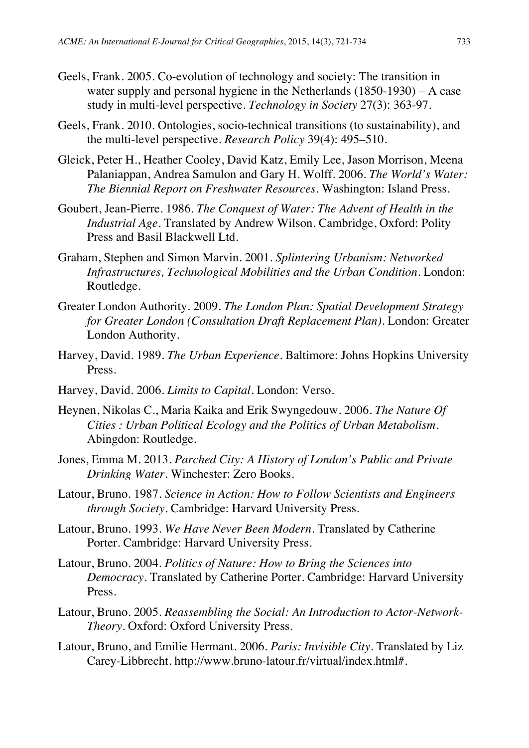Geels, Frank. 2005. Co-evolution of technology and society: The transition in water supply and personal hygiene in the Netherlands (1850-1930) – A case study in multi-level perspective. *Technology in Society* 27(3): 363-97.

Geels, Frank. 2010. Ontologies, socio-technical transitions (to sustainability), and the multi-level perspective. *Research Policy* 39(4): 495–510.

Gleick, Peter H., Heather Cooley, David Katz, Emily Lee, Jason Morrison, Meena Palaniappan, Andrea Samulon and Gary H. Wolff. 2006. *The World's Water: The Biennial Report on Freshwater Resources*. Washington: Island Press.

Goubert, Jean-Pierre. 1986. *The Conquest of Water: The Advent of Health in the Industrial Age*. Translated by Andrew Wilson. Cambridge, Oxford: Polity Press and Basil Blackwell Ltd.

Graham, Stephen and Simon Marvin. 2001. *Splintering Urbanism: Networked Infrastructures, Technological Mobilities and the Urban Condition*. London: Routledge.

Greater London Authority. 2009. *The London Plan: Spatial Development Strategy for Greater London (Consultation Draft Replacement Plan)*. London: Greater London Authority.

Harvey, David. 1989. *The Urban Experience*. Baltimore: Johns Hopkins University Press.

Harvey, David. 2006. *Limits to Capital*. London: Verso.

Heynen, Nikolas C., Maria Kaika and Erik Swyngedouw. 2006. *The Nature Of Cities : Urban Political Ecology and the Politics of Urban Metabolism*. Abingdon: Routledge.

Jones, Emma M. 2013. *Parched City: A History of London's Public and Private Drinking Water*. Winchester: Zero Books.

Latour, Bruno. 1987. *Science in Action: How to Follow Scientists and Engineers through Society*. Cambridge: Harvard University Press.

Latour, Bruno. 1993. *We Have Never Been Modern*. Translated by Catherine Porter. Cambridge: Harvard University Press.

Latour, Bruno. 2004. *Politics of Nature: How to Bring the Sciences into Democracy*. Translated by Catherine Porter. Cambridge: Harvard University Press.

Latour, Bruno. 2005. *Reassembling the Social: An Introduction to Actor-Network-Theory*. Oxford: Oxford University Press.

Latour, Bruno, and Emilie Hermant. 2006. *Paris: Invisible City*. Translated by Liz Carey-Libbrecht. http://www.bruno-latour.fr/virtual/index.html#.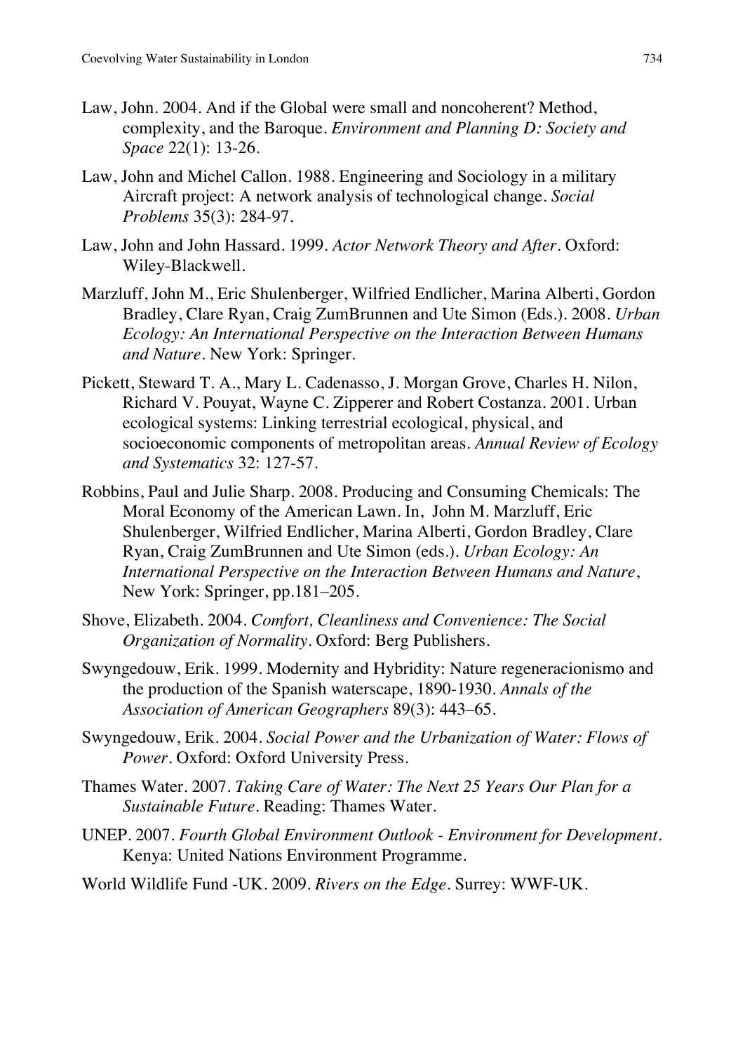Law, John. 2004. And if the Global were small and noncoherent? Method, complexity, and the Baroque. *Environment and Planning D: Society and Space* 22(1): 13-26.

Law, John and Michel Callon. 1988. Engineering and Sociology in a military Aircraft project: A network analysis of technological change. *Social Problems* 35(3): 284-97.

Law, John and John Hassard. 1999. *Actor Network Theory and After*. Oxford: Wiley-Blackwell.

Marzluff, John M., Eric Shulenberger, Wilfried Endlicher, Marina Alberti, Gordon Bradley, Clare Ryan, Craig ZumBrunnen and Ute Simon (Eds.). 2008. *Urban Ecology: An International Perspective on the Interaction Between Humans and Nature*. New York: Springer.

Pickett, Steward T. A., Mary L. Cadenasso, J. Morgan Grove, Charles H. Nilon, Richard V. Pouyat, Wayne C. Zipperer and Robert Costanza. 2001. Urban ecological systems: Linking terrestrial ecological, physical, and socioeconomic components of metropolitan areas. *Annual Review of Ecology and Systematics* 32: 127-57.

Robbins, Paul and Julie Sharp. 2008. Producing and Consuming Chemicals: The Moral Economy of the American Lawn. In, John M. Marzluff, Eric Shulenberger, Wilfried Endlicher, Marina Alberti, Gordon Bradley, Clare Ryan, Craig ZumBrunnen and Ute Simon (eds.). *Urban Ecology: An International Perspective on the Interaction Between Humans and Nature*, New York: Springer, pp.181–205.

Shove, Elizabeth. 2004. *Comfort, Cleanliness and Convenience: The Social Organization of Normality*. Oxford: Berg Publishers.

Swyngedouw, Erik. 1999. Modernity and Hybridity: Nature regeneracionismo and the production of the Spanish waterscape, 1890-1930. *Annals of the Association of American Geographers* 89(3): 443–65.

Swyngedouw, Erik. 2004. *Social Power and the Urbanization of Water: Flows of Power*. Oxford: Oxford University Press.

Thames Water. 2007. *Taking Care of Water: The Next 25 Years Our Plan for a Sustainable Future*. Reading: Thames Water.

UNEP. 2007. *Fourth Global Environment Outlook - Environment for Development*. Kenya: United Nations Environment Programme.

World Wildlife Fund -UK. 2009. *Rivers on the Edge*. Surrey: WWF-UK.